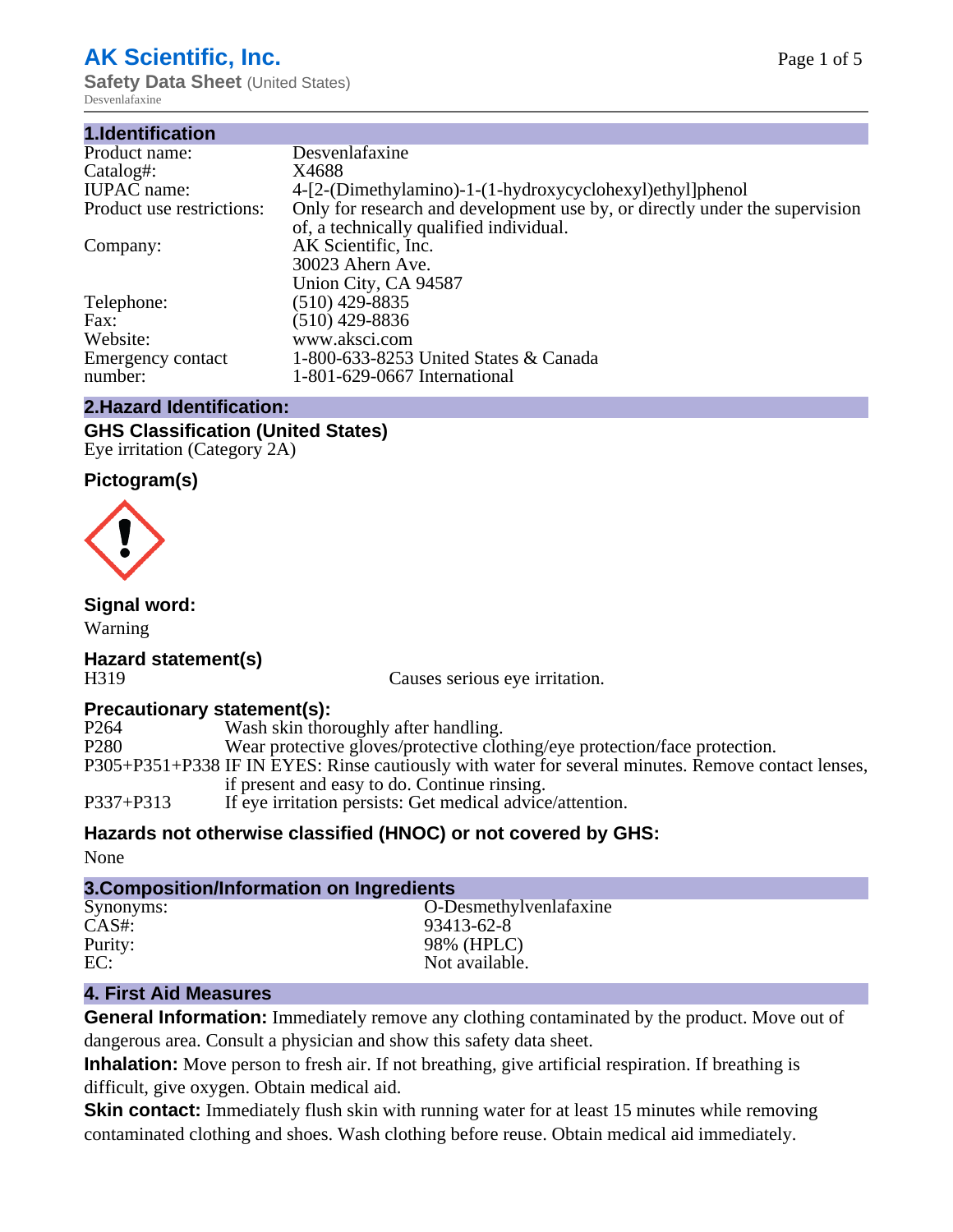# AK Scientific, Inc.

**Safety Data Sheet** (United States)

Desvenlafaxine

## 1.Identification

| | |
|---|---|
| Product name: | Desvenlafaxine |
| Catalog#: | X4688 |
| IUPAC name: | 4-[2-(Dimethylamino)-1-(1-hydroxycyclohexyl)ethyl]phenol |
| Product use restrictions: | Only for research and development use by, or directly under the supervision of, a technically qualified individual. |
| Company: | AK Scientific, Inc.<br>30023 Ahern Ave.<br>Union City, CA 94587 |
| Telephone: | (510) 429-8835 |
| Fax: | (510) 429-8836 |
| Website: | www.aksci.com |
| Emergency contact number: | 1-800-633-8253 United States & Canada<br>1-801-629-0667 International |

## 2.Hazard Identification:

### GHS Classification (United States)

Eye irritation (Category 2A)

### Pictogram(s)

### Signal word:

Warning

### Hazard statement(s)

| | |
|---|---|
| H319 | Causes serious eye irritation. |

### Precautionary statement(s):

| | |
|---|---|
| P264 | Wash skin thoroughly after handling. |
| P280 | Wear protective gloves/protective clothing/eye protection/face protection. |
| P305+P351+P338 | IF IN EYES: Rinse cautiously with water for several minutes. Remove contact lenses, if present and easy to do. Continue rinsing. |
| P337+P313 | If eye irritation persists: Get medical advice/attention. |

### Hazards not otherwise classified (HNOC) or not covered by GHS:

None

## 3.Composition/Information on Ingredients

| | |
|---|---|
| Synonyms: | O-Desmethylvenlafaxine |
| CAS#: | 93413-62-8 |
| Purity: | 98% (HPLC) |
| EC: | Not available. |

## 4. First Aid Measures

**General Information:** Immediately remove any clothing contaminated by the product. Move out of dangerous area. Consult a physician and show this safety data sheet.

**Inhalation:** Move person to fresh air. If not breathing, give artificial respiration. If breathing is difficult, give oxygen. Obtain medical aid.

**Skin contact:** Immediately flush skin with running water for at least 15 minutes while removing contaminated clothing and shoes. Wash clothing before reuse. Obtain medical aid immediately.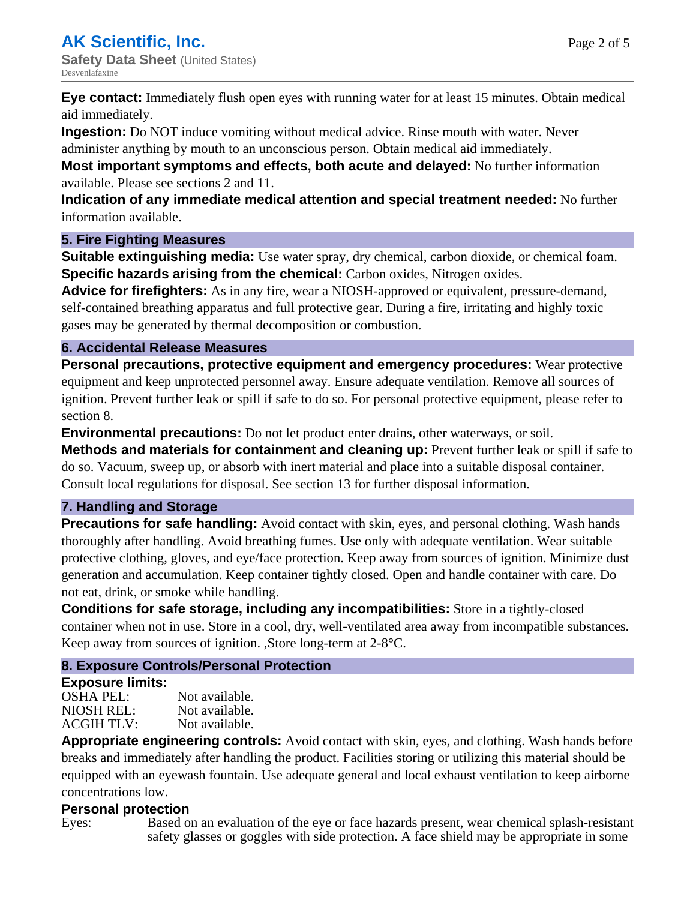**Eye contact:** Immediately flush open eyes with running water for at least 15 minutes. Obtain medical aid immediately.

**Ingestion:** Do NOT induce vomiting without medical advice. Rinse mouth with water. Never administer anything by mouth to an unconscious person. Obtain medical aid immediately.

**Most important symptoms and effects, both acute and delayed:** No further information available. Please see sections 2 and 11.

**Indication of any immediate medical attention and special treatment needed:** No further information available.

## 5. Fire Fighting Measures

**Suitable extinguishing media:** Use water spray, dry chemical, carbon dioxide, or chemical foam.

**Specific hazards arising from the chemical:** Carbon oxides, Nitrogen oxides.

**Advice for firefighters:** As in any fire, wear a NIOSH-approved or equivalent, pressure-demand, self-contained breathing apparatus and full protective gear. During a fire, irritating and highly toxic gases may be generated by thermal decomposition or combustion.

## 6. Accidental Release Measures

**Personal precautions, protective equipment and emergency procedures:** Wear protective equipment and keep unprotected personnel away. Ensure adequate ventilation. Remove all sources of ignition. Prevent further leak or spill if safe to do so. For personal protective equipment, please refer to section 8.

**Environmental precautions:** Do not let product enter drains, other waterways, or soil.

**Methods and materials for containment and cleaning up:** Prevent further leak or spill if safe to do so. Vacuum, sweep up, or absorb with inert material and place into a suitable disposal container. Consult local regulations for disposal. See section 13 for further disposal information.

## 7. Handling and Storage

**Precautions for safe handling:** Avoid contact with skin, eyes, and personal clothing. Wash hands thoroughly after handling. Avoid breathing fumes. Use only with adequate ventilation. Wear suitable protective clothing, gloves, and eye/face protection. Keep away from sources of ignition. Minimize dust generation and accumulation. Keep container tightly closed. Open and handle container with care. Do not eat, drink, or smoke while handling.

**Conditions for safe storage, including any incompatibilities:** Store in a tightly-closed container when not in use. Store in a cool, dry, well-ventilated area away from incompatible substances. Keep away from sources of ignition. ,Store long-term at 2-8°C.

## 8. Exposure Controls/Personal Protection

**Exposure limits:**

| | |
|---|---|
| OSHA PEL: | Not available. |
| NIOSH REL: | Not available. |
| ACGIH TLV: | Not available. |

**Appropriate engineering controls:** Avoid contact with skin, eyes, and clothing. Wash hands before breaks and immediately after handling the product. Facilities storing or utilizing this material should be equipped with an eyewash fountain. Use adequate general and local exhaust ventilation to keep airborne concentrations low.

**Personal protection**

Eyes: Based on an evaluation of the eye or face hazards present, wear chemical splash-resistant safety glasses or goggles with side protection. A face shield may be appropriate in some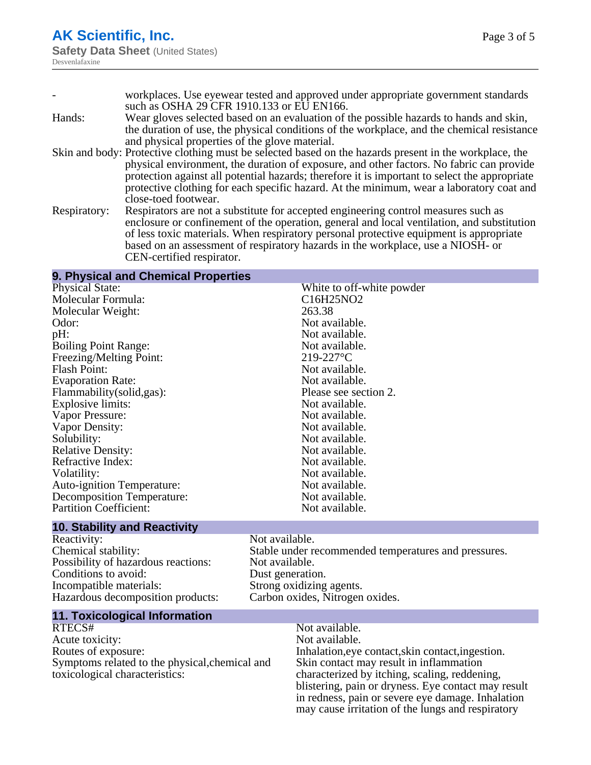| | |
|---|---|
| - | workplaces. Use eyewear tested and approved under appropriate government standards such as OSHA 29 CFR 1910.133 or EU EN166. |
| Hands: | Wear gloves selected based on an evaluation of the possible hazards to hands and skin, the duration of use, the physical conditions of the workplace, and the chemical resistance and physical properties of the glove material. |
| Skin and body: | Protective clothing must be selected based on the hazards present in the workplace, the physical environment, the duration of exposure, and other factors. No fabric can provide protection against all potential hazards; therefore it is important to select the appropriate protective clothing for each specific hazard. At the minimum, wear a laboratory coat and close-toed footwear. |
| Respiratory: | Respirators are not a substitute for accepted engineering control measures such as enclosure or confinement of the operation, general and local ventilation, and substitution of less toxic materials. When respiratory personal protective equipment is appropriate based on an assessment of respiratory hazards in the workplace, use a NIOSH- or CEN-certified respirator. |

## 9. Physical and Chemical Properties

| | |
|---|---|
| Physical State: | White to off-white powder |
| Molecular Formula: | C16H25NO2 |
| Molecular Weight: | 263.38 |
| Odor: | Not available. |
| pH: | Not available. |
| Boiling Point Range: | Not available. |
| Freezing/Melting Point: | 219-227°C |
| Flash Point: | Not available. |
| Evaporation Rate: | Not available. |
| Flammability(solid,gas): | Please see section 2. |
| Explosive limits: | Not available. |
| Vapor Pressure: | Not available. |
| Vapor Density: | Not available. |
| Solubility: | Not available. |
| Relative Density: | Not available. |
| Refractive Index: | Not available. |
| Volatility: | Not available. |
| Auto-ignition Temperature: | Not available. |
| Decomposition Temperature: | Not available. |
| Partition Coefficient: | Not available. |

## 10. Stability and Reactivity

| | |
|---|---|
| Reactivity: | Not available. |
| Chemical stability: | Stable under recommended temperatures and pressures. |
| Possibility of hazardous reactions: | Not available. |
| Conditions to avoid: | Dust generation. |
| Incompatible materials: | Strong oxidizing agents. |
| Hazardous decomposition products: | Carbon oxides, Nitrogen oxides. |

## 11. Toxicological Information

| | |
|---|---|
| RTECS# | Not available. |
| Acute toxicity: | Not available. |
| Routes of exposure: | Inhalation,eye contact,skin contact,ingestion. |
| Symptoms related to the physical,chemical and toxicological characteristics: | Skin contact may result in inflammation characterized by itching, scaling, reddening, blistering, pain or dryness. Eye contact may result in redness, pain or severe eye damage. Inhalation may cause irritation of the lungs and respiratory |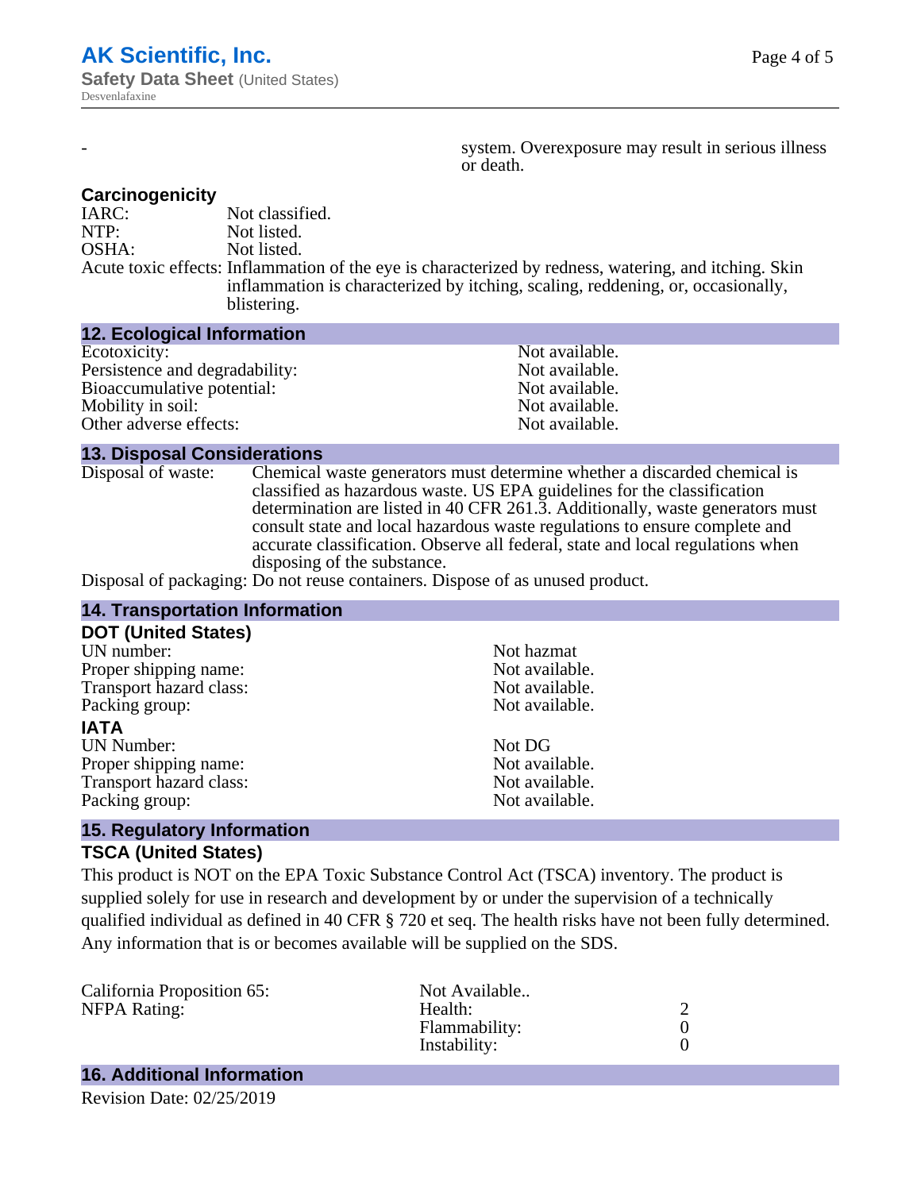| - | system. Overexposure may result in serious illness or death. |
| --- | --- |

### Carcinogenicity

| | |
| --- | --- |
| IARC: | Not classified. |
| NTP: | Not listed. |
| OSHA: | Not listed. |
| Acute toxic effects: | Inflammation of the eye is characterized by redness, watering, and itching. Skin inflammation is characterized by itching, scaling, reddening, or, occasionally, blistering. |

## 12. Ecological Information

| | |
| --- | --- |
| Ecotoxicity: | Not available. |
| Persistence and degradability: | Not available. |
| Bioaccumulative potential: | Not available. |
| Mobility in soil: | Not available. |
| Other adverse effects: | Not available. |

## 13. Disposal Considerations

| | |
| --- | --- |
| Disposal of waste: | Chemical waste generators must determine whether a discarded chemical is classified as hazardous waste. US EPA guidelines for the classification determination are listed in 40 CFR 261.3. Additionally, waste generators must consult state and local hazardous waste regulations to ensure complete and accurate classification. Observe all federal, state and local regulations when disposing of the substance. |
| Disposal of packaging: | Do not reuse containers. Dispose of as unused product. |

## 14. Transportation Information

### DOT (United States)

| | |
| --- | --- |
| UN number: | Not hazmat |
| Proper shipping name: | Not available. |
| Transport hazard class: | Not available. |
| Packing group: | Not available. |

### IATA

| | |
| --- | --- |
| UN Number: | Not DG |
| Proper shipping name: | Not available. |
| Transport hazard class: | Not available. |
| Packing group: | Not available. |

## 15. Regulatory Information

### TSCA (United States)

This product is NOT on the EPA Toxic Substance Control Act (TSCA) inventory. The product is supplied solely for use in research and development by or under the supervision of a technically qualified individual as defined in 40 CFR § 720 et seq. The health risks have not been fully determined. Any information that is or becomes available will be supplied on the SDS.

| | | |
| --- | --- | --- |
| California Proposition 65: | Not Available.. | |
| NFPA Rating: | Health: | 2 |
| | Flammability: | 0 |
| | Instability: | 0 |

## 16. Additional Information

Revision Date: 02/25/2019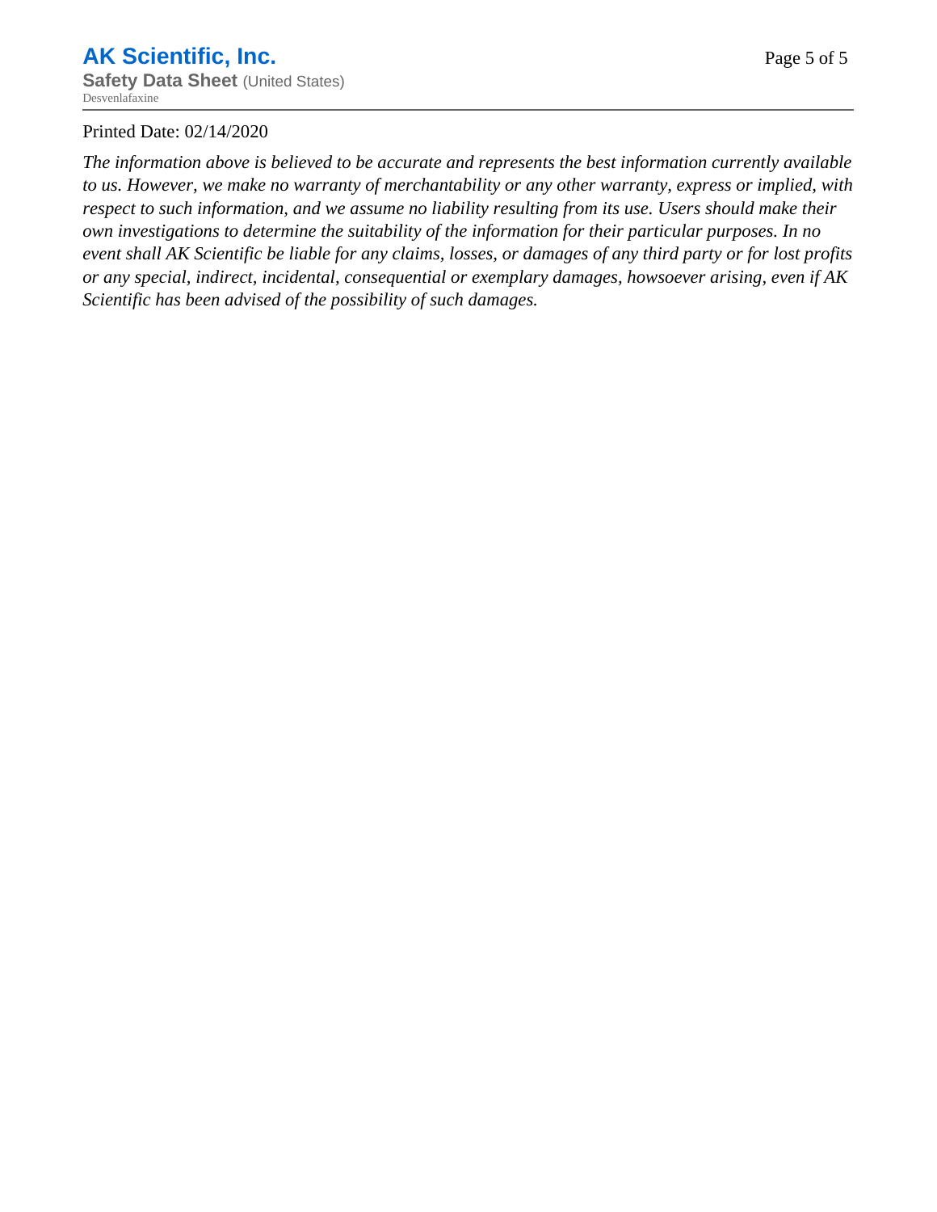Printed Date: 02/14/2020

*The information above is believed to be accurate and represents the best information currently available to us. However, we make no warranty of merchantability or any other warranty, express or implied, with respect to such information, and we assume no liability resulting from its use. Users should make their own investigations to determine the suitability of the information for their particular purposes. In no event shall AK Scientific be liable for any claims, losses, or damages of any third party or for lost profits or any special, indirect, incidental, consequential or exemplary damages, howsoever arising, even if AK Scientific has been advised of the possibility of such damages.*